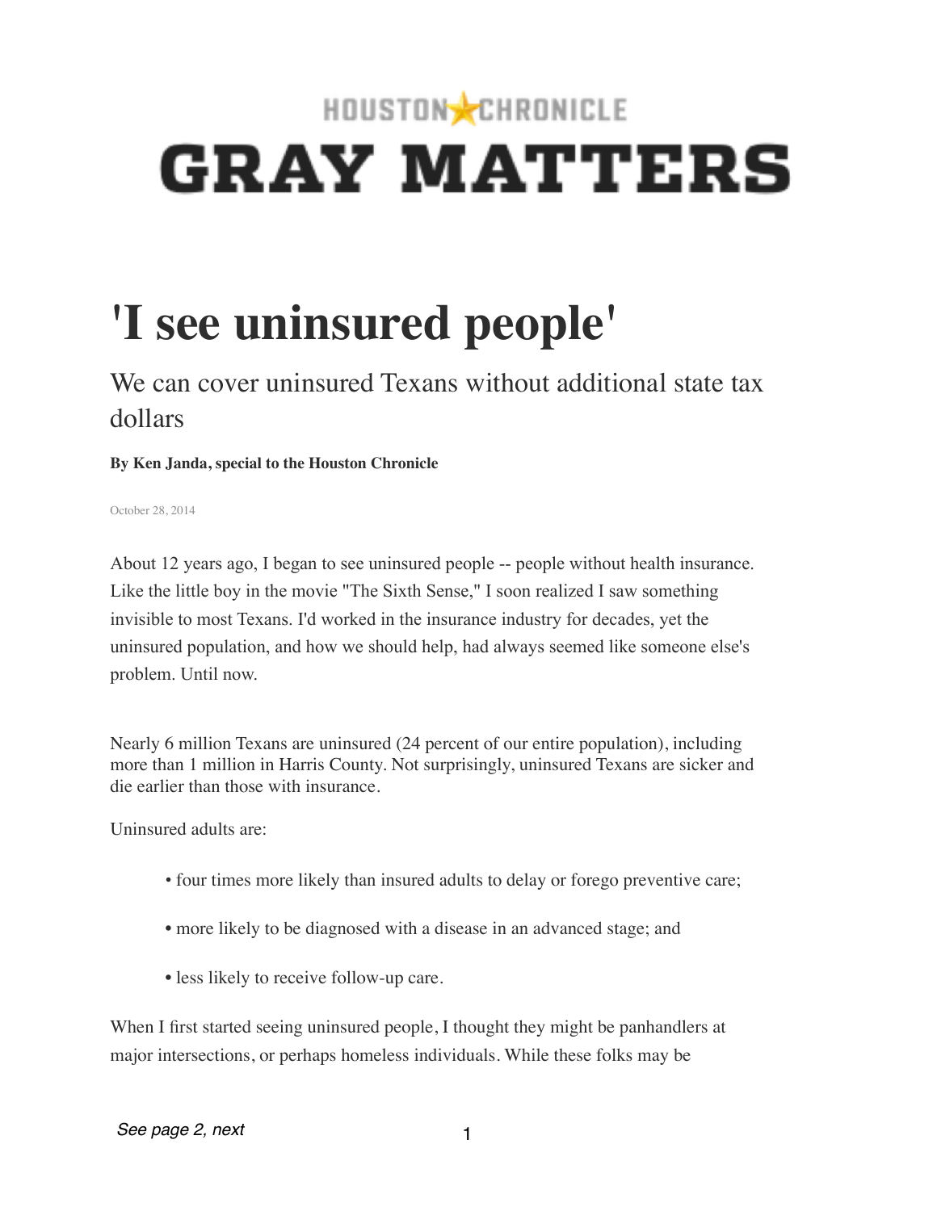HOUSTON CHRONICLE

GRAY MATTERS

# 'I see uninsured people'

## We can cover uninsured Texans without additional state tax dollars

**By Ken Janda, special to the Houston Chronicle**

October 28, 2014

About 12 years ago, I began to see uninsured people -- people without health insurance. Like the little boy in the movie "The Sixth Sense," I soon realized I saw something invisible to most Texans. I'd worked in the insurance industry for decades, yet the uninsured population, and how we should help, had always seemed like someone else's problem. Until now.

Nearly 6 million Texans are uninsured (24 percent of our entire population), including more than 1 million in Harris County. Not surprisingly, uninsured Texans are sicker and die earlier than those with insurance.

Uninsured adults are:

- four times more likely than insured adults to delay or forego preventive care;
- more likely to be diagnosed with a disease in an advanced stage; and
- less likely to receive follow-up care.

When I first started seeing uninsured people, I thought they might be panhandlers at major intersections, or perhaps homeless individuals. While these folks may be

*See page 2, next*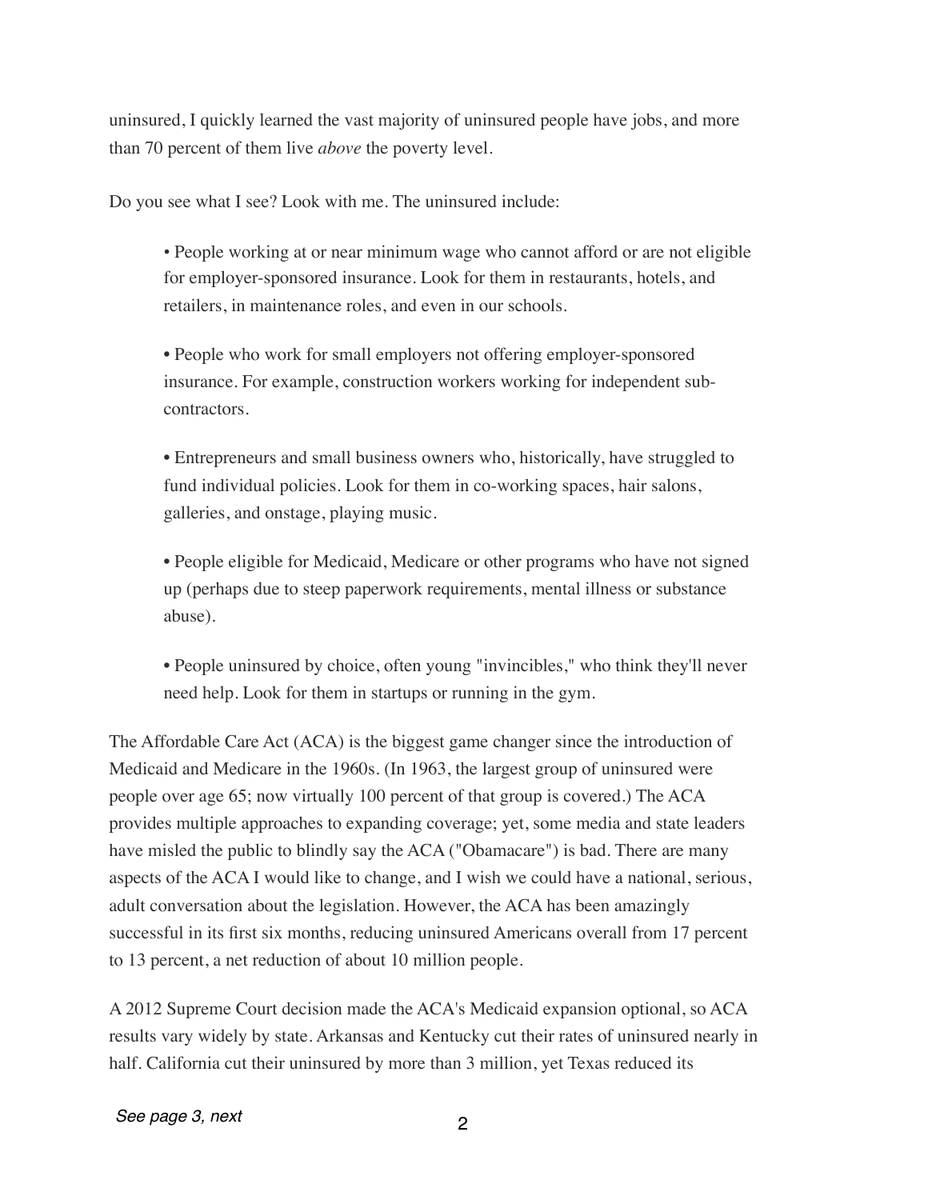uninsured, I quickly learned the vast majority of uninsured people have jobs, and more than 70 percent of them live *above* the poverty level.

Do you see what I see? Look with me. The uninsured include:

> • People working at or near minimum wage who cannot afford or are not eligible for employer-sponsored insurance. Look for them in restaurants, hotels, and retailers, in maintenance roles, and even in our schools.
>
> • People who work for small employers not offering employer-sponsored insurance. For example, construction workers working for independent sub-contractors.
>
> • Entrepreneurs and small business owners who, historically, have struggled to fund individual policies. Look for them in co-working spaces, hair salons, galleries, and onstage, playing music.
>
> • People eligible for Medicaid, Medicare or other programs who have not signed up (perhaps due to steep paperwork requirements, mental illness or substance abuse).
>
> • People uninsured by choice, often young "invincibles," who think they'll never need help. Look for them in startups or running in the gym.

The Affordable Care Act (ACA) is the biggest game changer since the introduction of Medicaid and Medicare in the 1960s. (In 1963, the largest group of uninsured were people over age 65; now virtually 100 percent of that group is covered.) The ACA provides multiple approaches to expanding coverage; yet, some media and state leaders have misled the public to blindly say the ACA ("Obamacare") is bad. There are many aspects of the ACA I would like to change, and I wish we could have a national, serious, adult conversation about the legislation. However, the ACA has been amazingly successful in its first six months, reducing uninsured Americans overall from 17 percent to 13 percent, a net reduction of about 10 million people.

A 2012 Supreme Court decision made the ACA's Medicaid expansion optional, so ACA results vary widely by state. Arkansas and Kentucky cut their rates of uninsured nearly in half. California cut their uninsured by more than 3 million, yet Texas reduced its

*See page 3, next*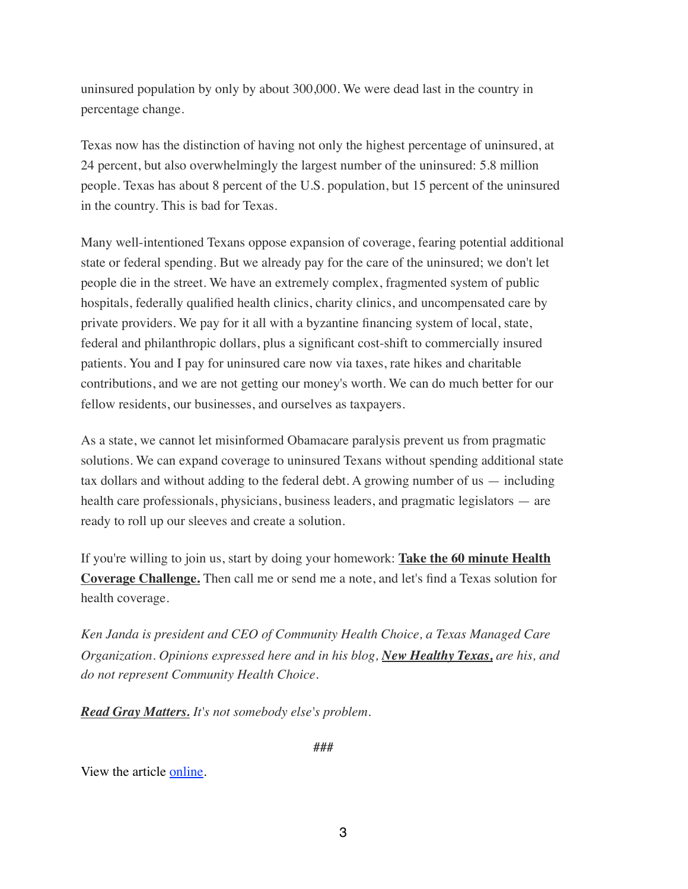uninsured population by only by about 300,000. We were dead last in the country in percentage change.

Texas now has the distinction of having not only the highest percentage of uninsured, at 24 percent, but also overwhelmingly the largest number of the uninsured: 5.8 million people. Texas has about 8 percent of the U.S. population, but 15 percent of the uninsured in the country. This is bad for Texas.

Many well-intentioned Texans oppose expansion of coverage, fearing potential additional state or federal spending. But we already pay for the care of the uninsured; we don't let people die in the street. We have an extremely complex, fragmented system of public hospitals, federally qualified health clinics, charity clinics, and uncompensated care by private providers. We pay for it all with a byzantine financing system of local, state, federal and philanthropic dollars, plus a significant cost-shift to commercially insured patients. You and I pay for uninsured care now via taxes, rate hikes and charitable contributions, and we are not getting our money's worth. We can do much better for our fellow residents, our businesses, and ourselves as taxpayers.

As a state, we cannot let misinformed Obamacare paralysis prevent us from pragmatic solutions. We can expand coverage to uninsured Texans without spending additional state tax dollars and without adding to the federal debt. A growing number of us — including health care professionals, physicians, business leaders, and pragmatic legislators — are ready to roll up our sleeves and create a solution.

If you're willing to join us, start by doing your homework: **Take the 60 minute Health Coverage Challenge.** Then call me or send me a note, and let's find a Texas solution for health coverage.

*Ken Janda is president and CEO of Community Health Choice, a Texas Managed Care Organization. Opinions expressed here and in his blog, **New Healthy Texas,** are his, and do not represent Community Health Choice.*

***Read Gray Matters.*** *It's not somebody else's problem.*

***###***

View the article online.